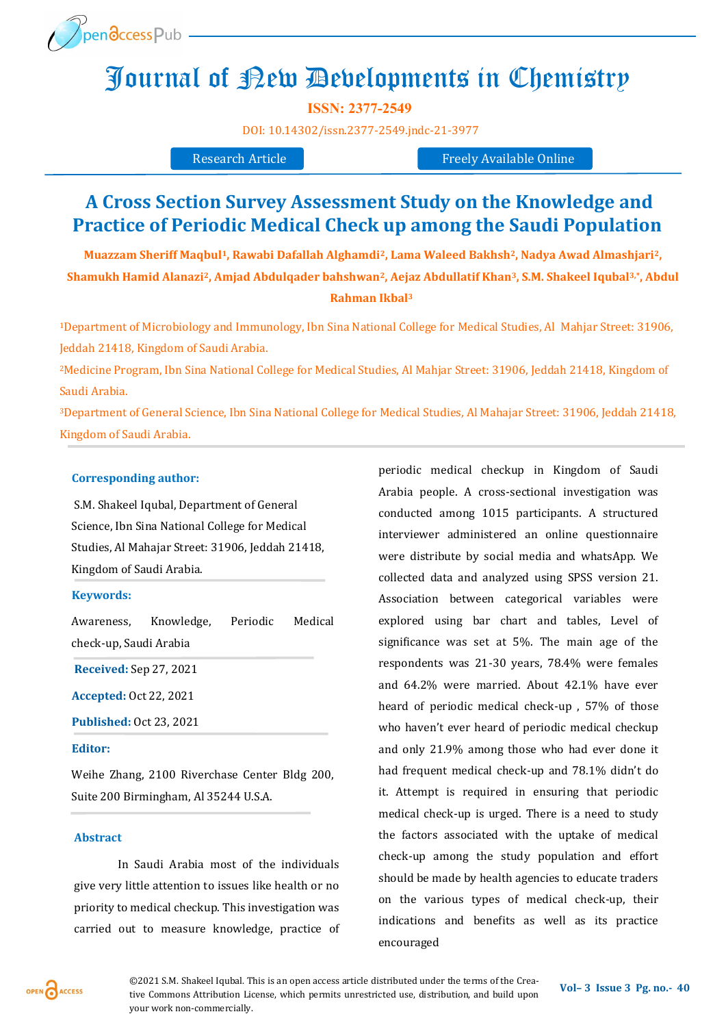# Journal of New Developments in Chemistry

**ISSN: 2377-2549**

DOI: 10.14302/issn.2377-2549.jndc-21-3977

Research Article | Freely Available Online

# A Cross Section Survey Assessment Study on the Knowledge and Practice of Periodic Medical Check up among the Saudi Population

**Muazzam Sheriff Maqbul[1], Rawabi Dafallah Alghamdi[2], Lama Waleed Bakhsh[2], Nadya Awad Almashjari[2], Shamukh Hamid Alanazi[2], Amjad Abdulqader bahshwan[2], Aejaz Abdullatif Khan[3], S.M. Shakeel Iqubal[3,*], Abdul Rahman Ikbal[3]**

[1]Department of Microbiology and Immunology, Ibn Sina National College for Medical Studies, Al Mahjar Street: 31906, Jeddah 21418, Kingdom of Saudi Arabia.

[2]Medicine Program, Ibn Sina National College for Medical Studies, Al Mahjar Street: 31906, Jeddah 21418, Kingdom of Saudi Arabia.

[3]Department of General Science, Ibn Sina National College for Medical Studies, Al Mahajar Street: 31906, Jeddah 21418, Kingdom of Saudi Arabia.

**Corresponding author:**

S.M. Shakeel Iqubal, Department of General Science, Ibn Sina National College for Medical Studies, Al Mahajar Street: 31906, Jeddah 21418, Kingdom of Saudi Arabia.

**Keywords:**

Awareness, Knowledge, Periodic Medical check-up, Saudi Arabia

**Received:** Sep 27, 2021

**Accepted:** Oct 22, 2021

**Published:** Oct 23, 2021

**Editor:**

Weihe Zhang, 2100 Riverchase Center Bldg 200, Suite 200 Birmingham, Al 35244 U.S.A.

## Abstract

In Saudi Arabia most of the individuals give very little attention to issues like health or no priority to medical checkup. This investigation was carried out to measure knowledge, practice of periodic medical checkup in Kingdom of Saudi Arabia people. A cross-sectional investigation was conducted among 1015 participants. A structured interviewer administered an online questionnaire were distribute by social media and whatsApp. We collected data and analyzed using SPSS version 21. Association between categorical variables were explored using bar chart and tables, Level of significance was set at 5%. The main age of the respondents was 21-30 years, 78.4% were females and 64.2% were married. About 42.1% have ever heard of periodic medical check-up , 57% of those who haven't ever heard of periodic medical checkup and only 21.9% among those who had ever done it had frequent medical check-up and 78.1% didn't do it. Attempt is required in ensuring that periodic medical check-up is urged. There is a need to study the factors associated with the uptake of medical check-up among the study population and effort should be made by health agencies to educate traders on the various types of medical check-up, their indications and benefits as well as its practice encouraged

©2021 S.M. Shakeel Iqubal. This is an open access article distributed under the terms of the Creative Commons Attribution License, which permits unrestricted use, distribution, and build upon your work non-commercially.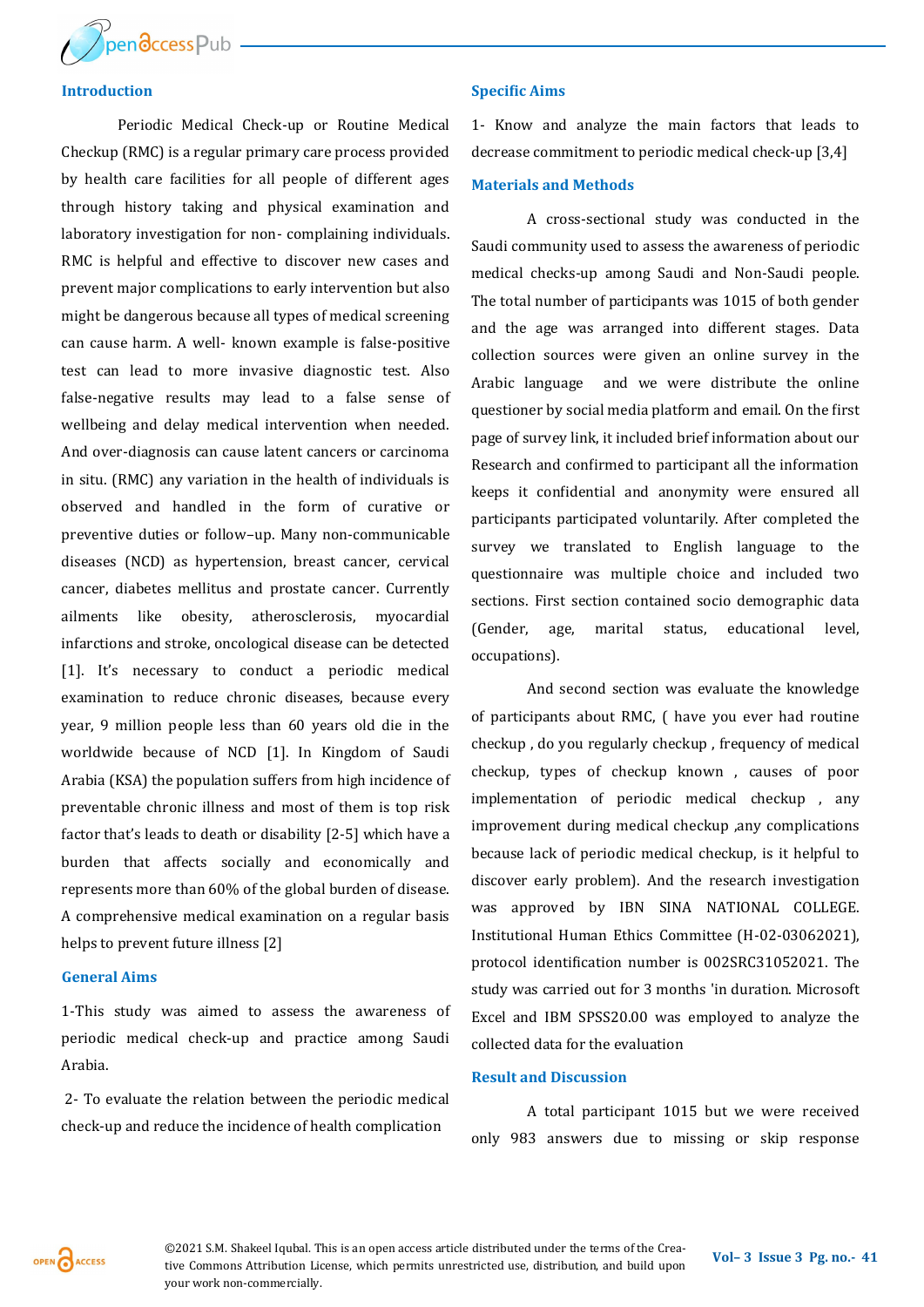## Introduction

Periodic Medical Check-up or Routine Medical Checkup (RMC) is a regular primary care process provided by health care facilities for all people of different ages through history taking and physical examination and laboratory investigation for non- complaining individuals. RMC is helpful and effective to discover new cases and prevent major complications to early intervention but also might be dangerous because all types of medical screening can cause harm. A well- known example is false-positive test can lead to more invasive diagnostic test. Also false-negative results may lead to a false sense of wellbeing and delay medical intervention when needed. And over-diagnosis can cause latent cancers or carcinoma in situ. (RMC) any variation in the health of individuals is observed and handled in the form of curative or preventive duties or follow–up. Many non-communicable diseases (NCD) as hypertension, breast cancer, cervical cancer, diabetes mellitus and prostate cancer. Currently ailments like obesity, atherosclerosis, myocardial infarctions and stroke, oncological disease can be detected [1]. It's necessary to conduct a periodic medical examination to reduce chronic diseases, because every year, 9 million people less than 60 years old die in the worldwide because of NCD [1]. In Kingdom of Saudi Arabia (KSA) the population suffers from high incidence of preventable chronic illness and most of them is top risk factor that's leads to death or disability [2-5] which have a burden that affects socially and economically and represents more than 60% of the global burden of disease. A comprehensive medical examination on a regular basis helps to prevent future illness [2]

## General Aims

1-This study was aimed to assess the awareness of periodic medical check-up and practice among Saudi Arabia.

2- To evaluate the relation between the periodic medical check-up and reduce the incidence of health complication

## Specific Aims

1- Know and analyze the main factors that leads to decrease commitment to periodic medical check-up [3,4]

## Materials and Methods

A cross-sectional study was conducted in the Saudi community used to assess the awareness of periodic medical checks-up among Saudi and Non-Saudi people. The total number of participants was 1015 of both gender and the age was arranged into different stages. Data collection sources were given an online survey in the Arabic language and we were distribute the online questioner by social media platform and email. On the first page of survey link, it included brief information about our Research and confirmed to participant all the information keeps it confidential and anonymity were ensured all participants participated voluntarily. After completed the survey we translated to English language to the questionnaire was multiple choice and included two sections. First section contained socio demographic data (Gender, age, marital status, educational level, occupations).

And second section was evaluate the knowledge of participants about RMC, ( have you ever had routine checkup , do you regularly checkup , frequency of medical checkup, types of checkup known , causes of poor implementation of periodic medical checkup , any improvement during medical checkup ,any complications because lack of periodic medical checkup, is it helpful to discover early problem). And the research investigation was approved by IBN SINA NATIONAL COLLEGE. Institutional Human Ethics Committee (H-02-03062021), protocol identification number is 002SRC31052021. The study was carried out for 3 months 'in duration. Microsoft Excel and IBM SPSS20.00 was employed to analyze the collected data for the evaluation

## Result and Discussion

A total participant 1015 but we were received only 983 answers due to missing or skip response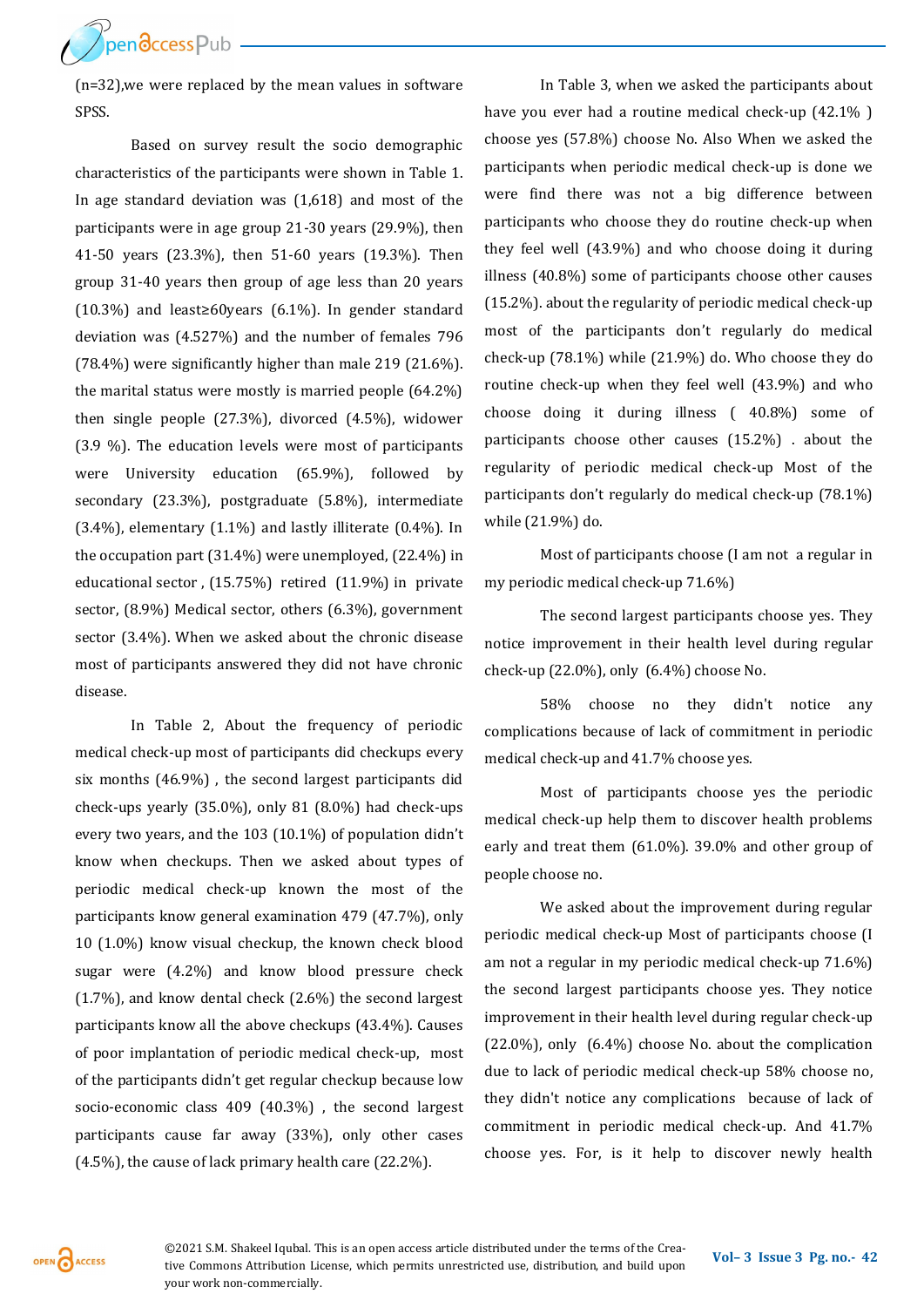(n=32),we were replaced by the mean values in software SPSS.

Based on survey result the socio demographic characteristics of the participants were shown in Table 1. In age standard deviation was (1,618) and most of the participants were in age group 21-30 years (29.9%), then 41-50 years (23.3%), then 51-60 years (19.3%). Then group 31-40 years then group of age less than 20 years (10.3%) and least≥60years (6.1%). In gender standard deviation was (4.527%) and the number of females 796 (78.4%) were significantly higher than male 219 (21.6%). the marital status were mostly is married people (64.2%) then single people (27.3%), divorced (4.5%), widower (3.9 %). The education levels were most of participants were University education (65.9%), followed by secondary (23.3%), postgraduate (5.8%), intermediate (3.4%), elementary (1.1%) and lastly illiterate (0.4%). In the occupation part (31.4%) were unemployed, (22.4%) in educational sector , (15.75%) retired (11.9%) in private sector, (8.9%) Medical sector, others (6.3%), government sector (3.4%). When we asked about the chronic disease most of participants answered they did not have chronic disease.

In Table 2, About the frequency of periodic medical check-up most of participants did checkups every six months (46.9%) , the second largest participants did check-ups yearly (35.0%), only 81 (8.0%) had check-ups every two years, and the 103 (10.1%) of population didn't know when checkups. Then we asked about types of periodic medical check-up known the most of the participants know general examination 479 (47.7%), only 10 (1.0%) know visual checkup, the known check blood sugar were (4.2%) and know blood pressure check (1.7%), and know dental check (2.6%) the second largest participants know all the above checkups (43.4%). Causes of poor implantation of periodic medical check-up, most of the participants didn't get regular checkup because low socio-economic class 409 (40.3%) , the second largest participants cause far away (33%), only other cases (4.5%), the cause of lack primary health care (22.2%).

In Table 3, when we asked the participants about have you ever had a routine medical check-up (42.1% ) choose yes (57.8%) choose No. Also When we asked the participants when periodic medical check-up is done we were find there was not a big difference between participants who choose they do routine check-up when they feel well (43.9%) and who choose doing it during illness (40.8%) some of participants choose other causes (15.2%). about the regularity of periodic medical check-up most of the participants don't regularly do medical check-up (78.1%) while (21.9%) do. Who choose they do routine check-up when they feel well (43.9%) and who choose doing it during illness ( 40.8%) some of participants choose other causes (15.2%) . about the regularity of periodic medical check-up Most of the participants don't regularly do medical check-up (78.1%) while (21.9%) do.

Most of participants choose (I am not a regular in my periodic medical check-up 71.6%)

The second largest participants choose yes. They notice improvement in their health level during regular check-up (22.0%), only (6.4%) choose No.

58% choose no they didn't notice any complications because of lack of commitment in periodic medical check-up and 41.7% choose yes.

Most of participants choose yes the periodic medical check-up help them to discover health problems early and treat them (61.0%). 39.0% and other group of people choose no.

We asked about the improvement during regular periodic medical check-up Most of participants choose (I am not a regular in my periodic medical check-up 71.6%) the second largest participants choose yes. They notice improvement in their health level during regular check-up (22.0%), only (6.4%) choose No. about the complication due to lack of periodic medical check-up 58% choose no, they didn't notice any complications because of lack of commitment in periodic medical check-up. And 41.7% choose yes. For, is it help to discover newly health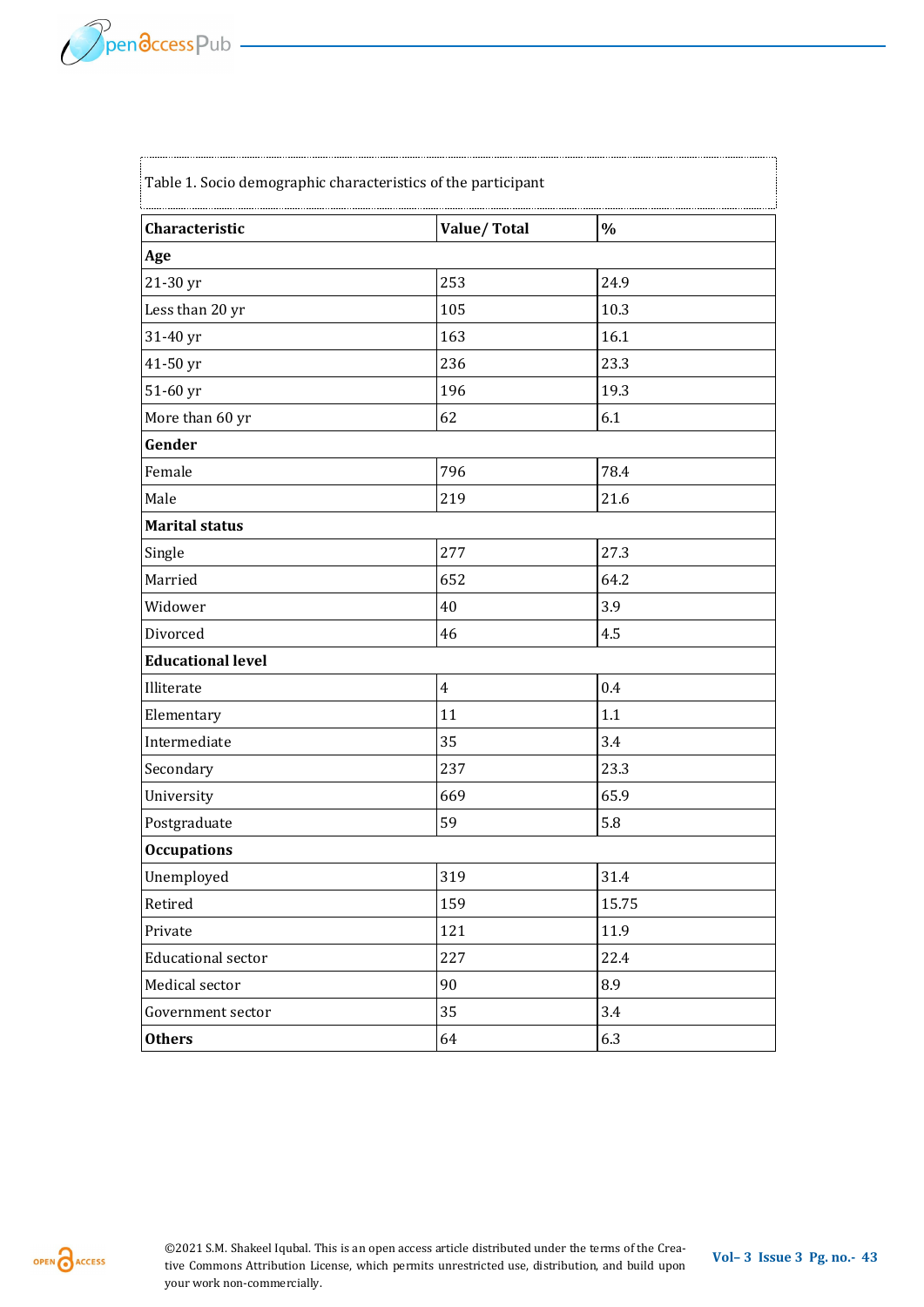Table 1. Socio demographic characteristics of the participant

| Characteristic | Value/ Total | % |
|---|---|---|
| **Age** | | |
| 21-30 yr | 253 | 24.9 |
| Less than 20 yr | 105 | 10.3 |
| 31-40 yr | 163 | 16.1 |
| 41-50 yr | 236 | 23.3 |
| 51-60 yr | 196 | 19.3 |
| More than 60 yr | 62 | 6.1 |
| **Gender** | | |
| Female | 796 | 78.4 |
| Male | 219 | 21.6 |
| **Marital status** | | |
| Single | 277 | 27.3 |
| Married | 652 | 64.2 |
| Widower | 40 | 3.9 |
| Divorced | 46 | 4.5 |
| **Educational level** | | |
| Illiterate | 4 | 0.4 |
| Elementary | 11 | 1.1 |
| Intermediate | 35 | 3.4 |
| Secondary | 237 | 23.3 |
| University | 669 | 65.9 |
| Postgraduate | 59 | 5.8 |
| **Occupations** | | |
| Unemployed | 319 | 31.4 |
| Retired | 159 | 15.75 |
| Private | 121 | 11.9 |
| Educational sector | 227 | 22.4 |
| Medical sector | 90 | 8.9 |
| Government sector | 35 | 3.4 |
| **Others** | 64 | 6.3 |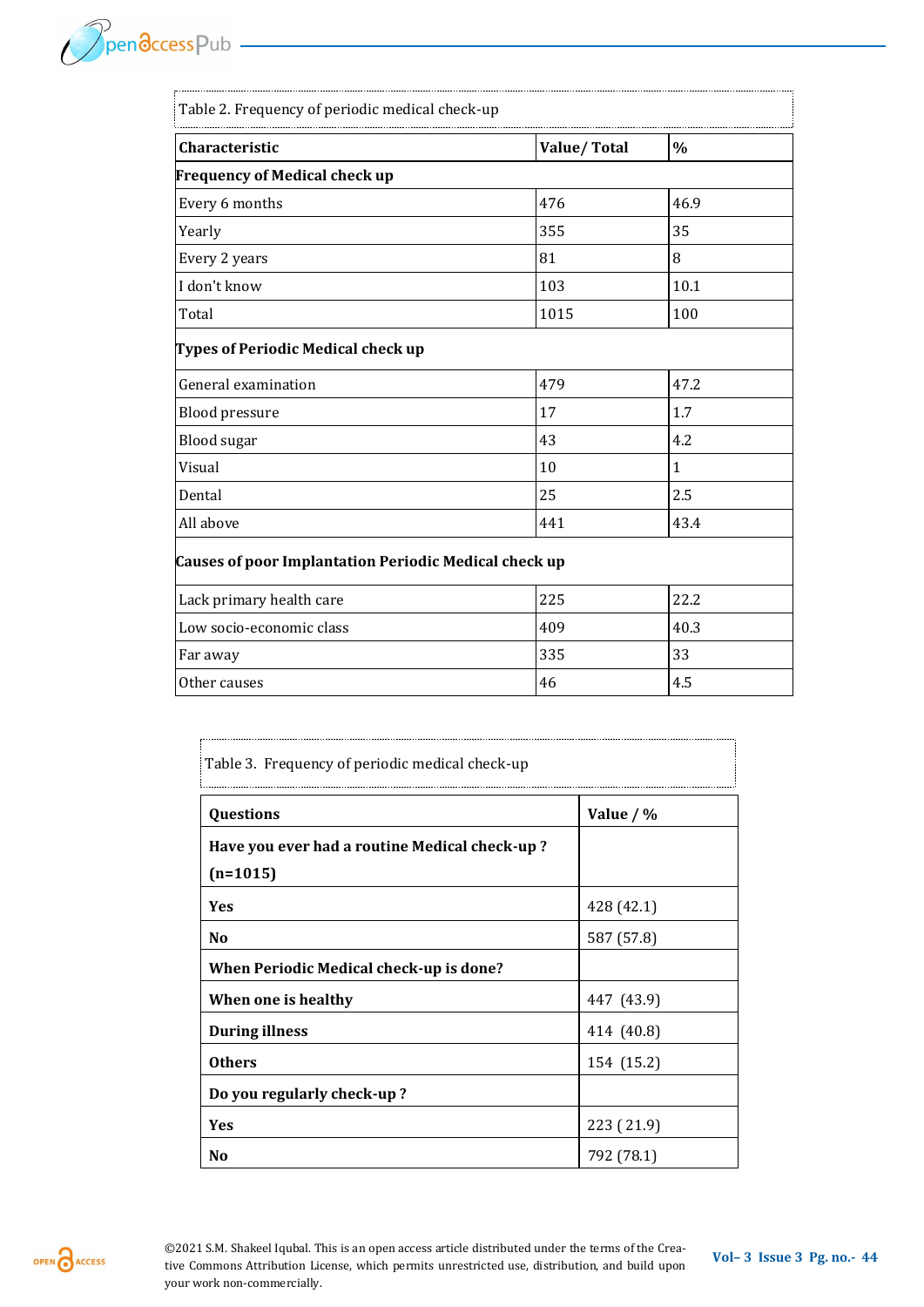Table 2. Frequency of periodic medical check-up

| Characteristic | Value/ Total | % |
|---|---|---|
| **Frequency of Medical check up** | | |
| Every 6 months | 476 | 46.9 |
| Yearly | 355 | 35 |
| Every 2 years | 81 | 8 |
| I don't know | 103 | 10.1 |
| Total | 1015 | 100 |
| **Types of Periodic Medical check up** | | |
| General examination | 479 | 47.2 |
| Blood pressure | 17 | 1.7 |
| Blood sugar | 43 | 4.2 |
| Visual | 10 | 1 |
| Dental | 25 | 2.5 |
| All above | 441 | 43.4 |
| **Causes of poor Implantation Periodic Medical check up** | | |
| Lack primary health care | 225 | 22.2 |
| Low socio-economic class | 409 | 40.3 |
| Far away | 335 | 33 |
| Other causes | 46 | 4.5 |

Table 3. Frequency of periodic medical check-up

| Questions | Value / % |
|---|---|
| **Have you ever had a routine Medical check-up ? (n=1015)** | |
| **Yes** | 428 (42.1) |
| **No** | 587 (57.8) |
| **When Periodic Medical check-up is done?** | |
| **When one is healthy** | 447 (43.9) |
| **During illness** | 414 (40.8) |
| **Others** | 154 (15.2) |
| **Do you regularly check-up ?** | |
| **Yes** | 223 ( 21.9) |
| **No** | 792 (78.1) |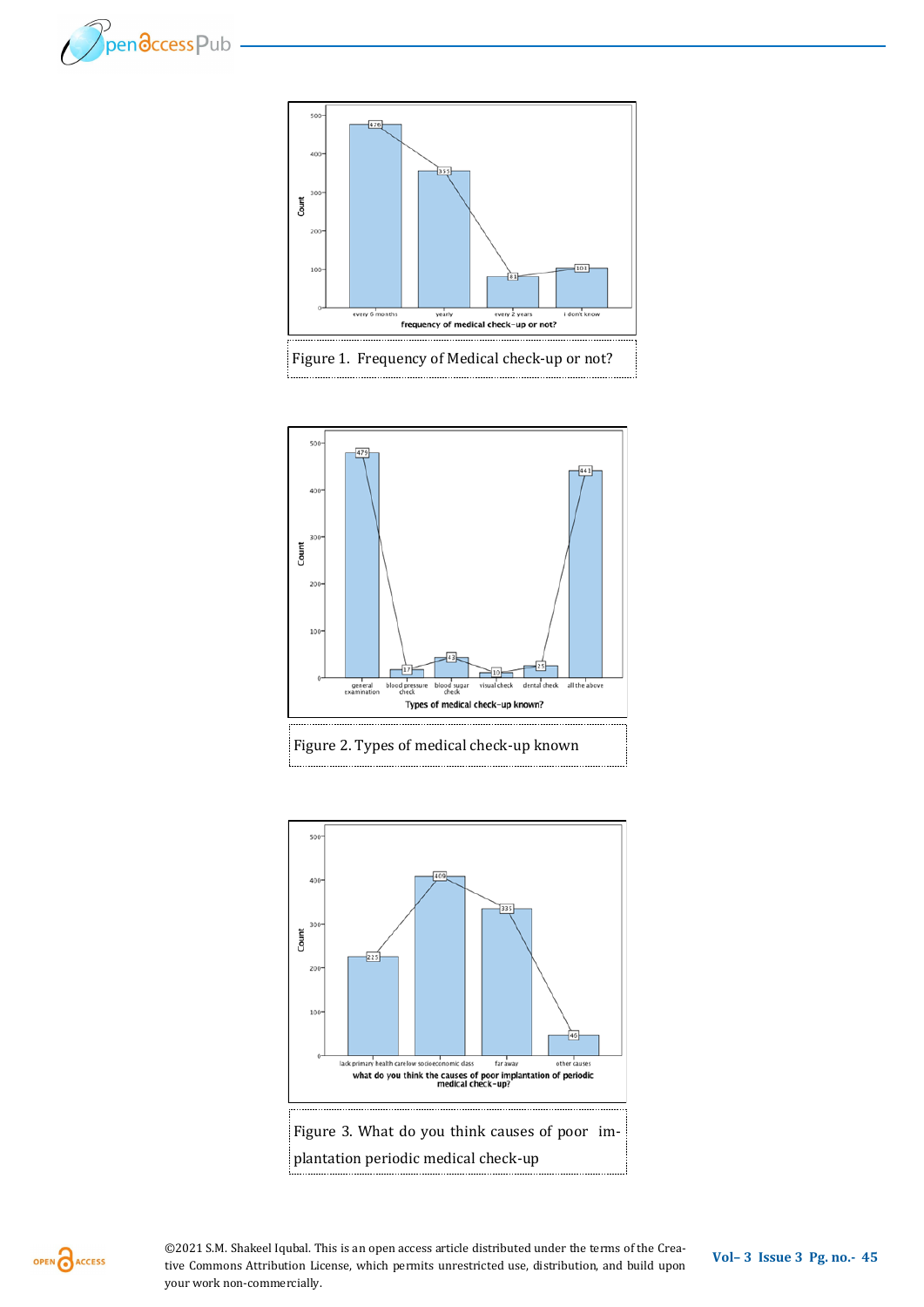Figure 1. Frequency of Medical check-up or not?

Figure 2. Types of medical check-up known

Figure 3. What do you think causes of poor implantation periodic medical check-up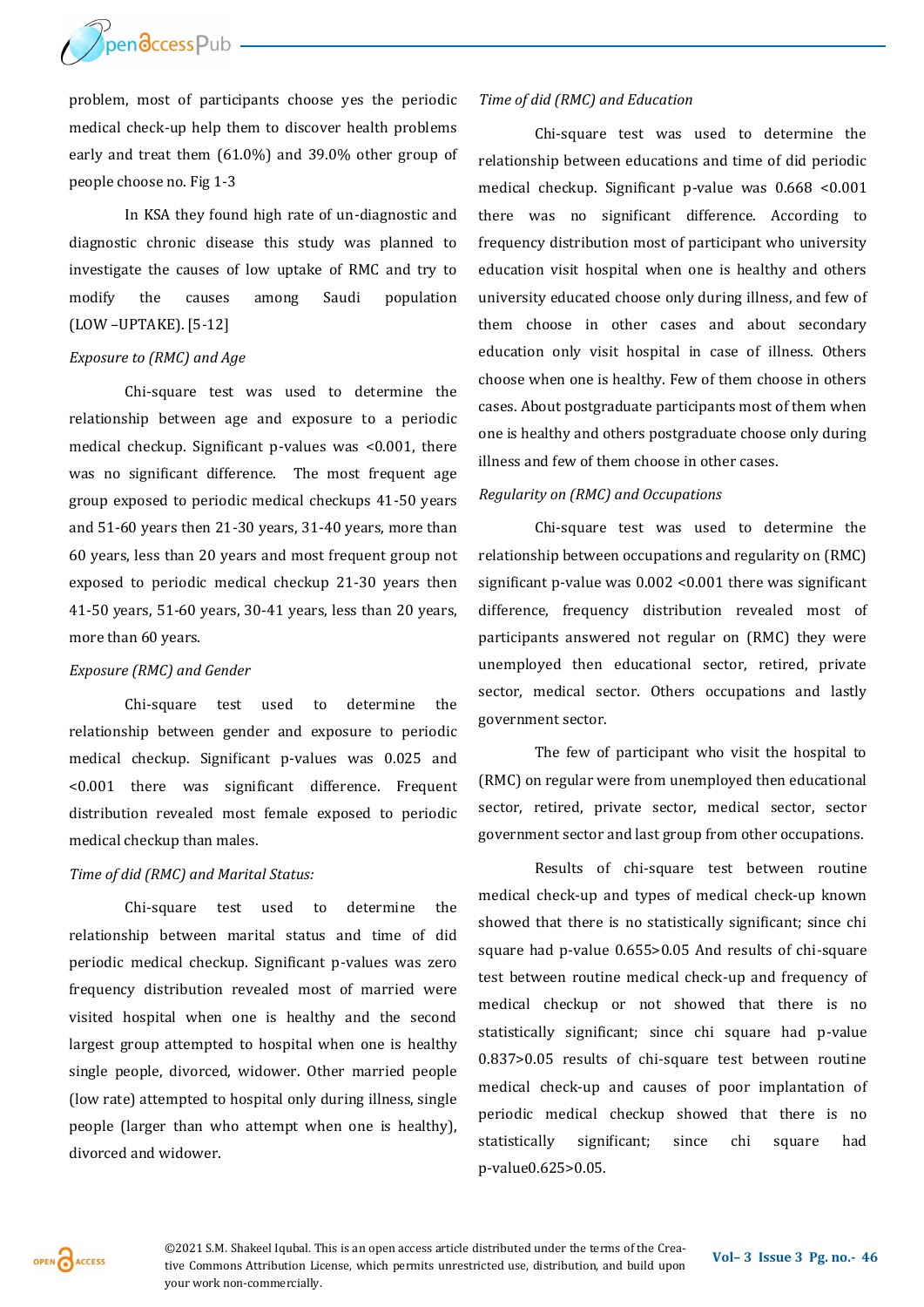problem, most of participants choose yes the periodic medical check-up help them to discover health problems early and treat them (61.0%) and 39.0% other group of people choose no. Fig 1-3

In KSA they found high rate of un-diagnostic and diagnostic chronic disease this study was planned to investigate the causes of low uptake of RMC and try to modify the causes among Saudi population (LOW –UPTAKE). [5-12]

*Exposure to (RMC) and Age*

Chi-square test was used to determine the relationship between age and exposure to a periodic medical checkup. Significant p-values was <0.001, there was no significant difference. The most frequent age group exposed to periodic medical checkups 41-50 years and 51-60 years then 21-30 years, 31-40 years, more than 60 years, less than 20 years and most frequent group not exposed to periodic medical checkup 21-30 years then 41-50 years, 51-60 years, 30-41 years, less than 20 years, more than 60 years.

*Exposure (RMC) and Gender*

Chi-square test used to determine the relationship between gender and exposure to periodic medical checkup. Significant p-values was 0.025 and <0.001 there was significant difference. Frequent distribution revealed most female exposed to periodic medical checkup than males.

*Time of did (RMC) and Marital Status:*

Chi-square test used to determine the relationship between marital status and time of did periodic medical checkup. Significant p-values was zero frequency distribution revealed most of married were visited hospital when one is healthy and the second largest group attempted to hospital when one is healthy single people, divorced, widower. Other married people (low rate) attempted to hospital only during illness, single people (larger than who attempt when one is healthy), divorced and widower.

*Time of did (RMC) and Education*

Chi-square test was used to determine the relationship between educations and time of did periodic medical checkup. Significant p-value was 0.668 <0.001 there was no significant difference. According to frequency distribution most of participant who university education visit hospital when one is healthy and others university educated choose only during illness, and few of them choose in other cases and about secondary education only visit hospital in case of illness. Others choose when one is healthy. Few of them choose in others cases. About postgraduate participants most of them when one is healthy and others postgraduate choose only during illness and few of them choose in other cases.

*Regularity on (RMC) and Occupations*

Chi-square test was used to determine the relationship between occupations and regularity on (RMC) significant p-value was 0.002 <0.001 there was significant difference, frequency distribution revealed most of participants answered not regular on (RMC) they were unemployed then educational sector, retired, private sector, medical sector. Others occupations and lastly government sector.

The few of participant who visit the hospital to (RMC) on regular were from unemployed then educational sector, retired, private sector, medical sector, sector government sector and last group from other occupations.

Results of chi-square test between routine medical check-up and types of medical check-up known showed that there is no statistically significant; since chi square had p-value 0.655>0.05 And results of chi-square test between routine medical check-up and frequency of medical checkup or not showed that there is no statistically significant; since chi square had p-value 0.837>0.05 results of chi-square test between routine medical check-up and causes of poor implantation of periodic medical checkup showed that there is no statistically significant; since chi square had p-value0.625>0.05.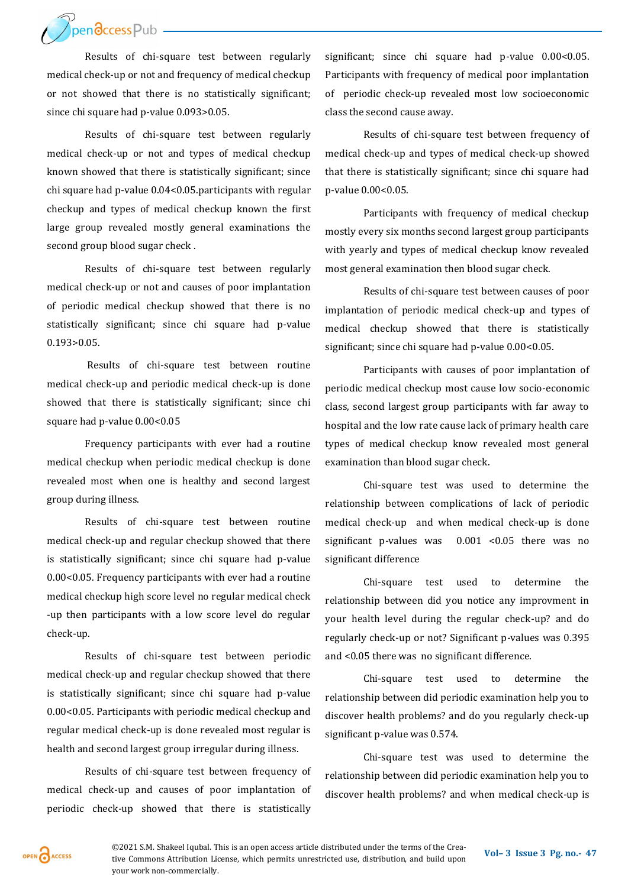Results of chi-square test between regularly medical check-up or not and frequency of medical checkup or not showed that there is no statistically significant; since chi square had p-value 0.093>0.05.

Results of chi-square test between regularly medical check-up or not and types of medical checkup known showed that there is statistically significant; since chi square had p-value 0.04<0.05.participants with regular checkup and types of medical checkup known the first large group revealed mostly general examinations the second group blood sugar check .

Results of chi-square test between regularly medical check-up or not and causes of poor implantation of periodic medical checkup showed that there is no statistically significant; since chi square had p-value 0.193>0.05.

Results of chi-square test between routine medical check-up and periodic medical check-up is done showed that there is statistically significant; since chi square had p-value 0.00<0.05

Frequency participants with ever had a routine medical checkup when periodic medical checkup is done revealed most when one is healthy and second largest group during illness.

Results of chi-square test between routine medical check-up and regular checkup showed that there is statistically significant; since chi square had p-value 0.00<0.05. Frequency participants with ever had a routine medical checkup high score level no regular medical check -up then participants with a low score level do regular check-up.

Results of chi-square test between periodic medical check-up and regular checkup showed that there is statistically significant; since chi square had p-value 0.00<0.05. Participants with periodic medical checkup and regular medical check-up is done revealed most regular is health and second largest group irregular during illness.

Results of chi-square test between frequency of medical check-up and causes of poor implantation of periodic check-up showed that there is statistically significant; since chi square had p-value 0.00<0.05. Participants with frequency of medical poor implantation of periodic check-up revealed most low socioeconomic class the second cause away.

Results of chi-square test between frequency of medical check-up and types of medical check-up showed that there is statistically significant; since chi square had p-value 0.00<0.05.

Participants with frequency of medical checkup mostly every six months second largest group participants with yearly and types of medical checkup know revealed most general examination then blood sugar check.

Results of chi-square test between causes of poor implantation of periodic medical check-up and types of medical checkup showed that there is statistically significant; since chi square had p-value 0.00<0.05.

Participants with causes of poor implantation of periodic medical checkup most cause low socio-economic class, second largest group participants with far away to hospital and the low rate cause lack of primary health care types of medical checkup know revealed most general examination than blood sugar check.

Chi-square test was used to determine the relationship between complications of lack of periodic medical check-up and when medical check-up is done significant p-values was 0.001 <0.05 there was no significant difference

Chi-square test used to determine the relationship between did you notice any improvment in your health level during the regular check-up? and do regularly check-up or not? Significant p-values was 0.395 and <0.05 there was no significant difference.

Chi-square test used to determine the relationship between did periodic examination help you to discover health problems? and do you regularly check-up significant p-value was 0.574.

Chi-square test was used to determine the relationship between did periodic examination help you to discover health problems? and when medical check-up is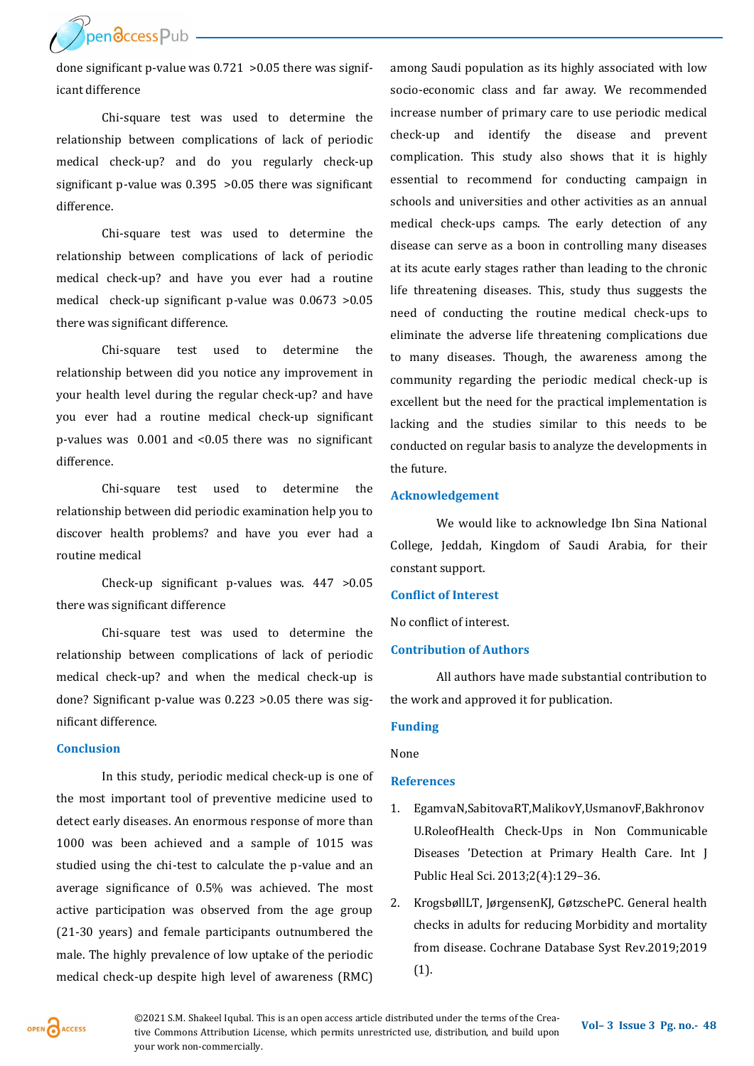done significant p-value was 0.721 >0.05 there was significant difference

Chi-square test was used to determine the relationship between complications of lack of periodic medical check-up? and do you regularly check-up significant p-value was 0.395 >0.05 there was significant difference.

Chi-square test was used to determine the relationship between complications of lack of periodic medical check-up? and have you ever had a routine medical check-up significant p-value was 0.0673 >0.05 there was significant difference.

Chi-square test used to determine the relationship between did you notice any improvement in your health level during the regular check-up? and have you ever had a routine medical check-up significant p-values was 0.001 and <0.05 there was no significant difference.

Chi-square test used to determine the relationship between did periodic examination help you to discover health problems? and have you ever had a routine medical

Check-up significant p-values was. 447 >0.05 there was significant difference

Chi-square test was used to determine the relationship between complications of lack of periodic medical check-up? and when the medical check-up is done? Significant p-value was 0.223 >0.05 there was significant difference.

## Conclusion

In this study, periodic medical check-up is one of the most important tool of preventive medicine used to detect early diseases. An enormous response of more than 1000 was been achieved and a sample of 1015 was studied using the chi-test to calculate the p-value and an average significance of 0.5% was achieved. The most active participation was observed from the age group (21-30 years) and female participants outnumbered the male. The highly prevalence of low uptake of the periodic medical check-up despite high level of awareness (RMC) among Saudi population as its highly associated with low socio-economic class and far away. We recommended increase number of primary care to use periodic medical check-up and identify the disease and prevent complication. This study also shows that it is highly essential to recommend for conducting campaign in schools and universities and other activities as an annual medical check-ups camps. The early detection of any disease can serve as a boon in controlling many diseases at its acute early stages rather than leading to the chronic life threatening diseases. This, study thus suggests the need of conducting the routine medical check-ups to eliminate the adverse life threatening complications due to many diseases. Though, the awareness among the community regarding the periodic medical check-up is excellent but the need for the practical implementation is lacking and the studies similar to this needs to be conducted on regular basis to analyze the developments in the future.

## Acknowledgement

We would like to acknowledge Ibn Sina National College, Jeddah, Kingdom of Saudi Arabia, for their constant support.

## Conflict of Interest

No conflict of interest.

## Contribution of Authors

All authors have made substantial contribution to the work and approved it for publication.

## Funding

None

## References

1. EgamvaN,SabitovaRT,MalikovY,UsmanovF,Bakhronov U.RoleofHealth Check-Ups in Non Communicable Diseases 'Detection at Primary Health Care. Int J Public Heal Sci. 2013;2(4):129–36.
2. KrogsbøllLT, JørgensenKJ, GøtzschePC. General health checks in adults for reducing Morbidity and mortality from disease. Cochrane Database Syst Rev.2019;2019 (1).

©2021 S.M. Shakeel Iqubal. This is an open access article distributed under the terms of the Creative Commons Attribution License, which permits unrestricted use, distribution, and build upon your work non-commercially.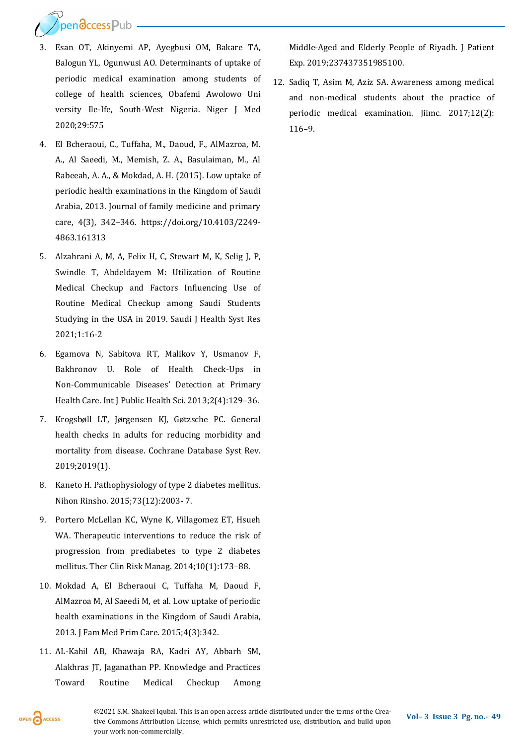3. Esan OT, Akinyemi AP, Ayegbusi OM, Bakare TA, Balogun YL, Ogunwusi AO. Determinants of uptake of periodic medical examination among students of college of health sciences, Obafemi Awolowo Uni versity Ile-Ife, South-West Nigeria. Niger J Med 2020;29:575

4. El Bcheraoui, C., Tuffaha, M., Daoud, F., AlMazroa, M. A., Al Saeedi, M., Memish, Z. A., Basulaiman, M., Al Rabeeah, A. A., & Mokdad, A. H. (2015). Low uptake of periodic health examinations in the Kingdom of Saudi Arabia, 2013. Journal of family medicine and primary care, 4(3), 342–346. https://doi.org/10.4103/2249-4863.161313

5. Alzahrani A, M, A, Felix H, C, Stewart M, K, Selig J, P, Swindle T, Abdeldayem M: Utilization of Routine Medical Checkup and Factors Influencing Use of Routine Medical Checkup among Saudi Students Studying in the USA in 2019. Saudi J Health Syst Res 2021;1:16-2

6. Egamova N, Sabitova RT, Malikov Y, Usmanov F, Bakhronov U. Role of Health Check-Ups in Non-Communicable Diseases' Detection at Primary Health Care. Int J Public Health Sci. 2013;2(4):129–36.

7. Krogsbøll LT, Jørgensen KJ, Gøtzsche PC. General health checks in adults for reducing morbidity and mortality from disease. Cochrane Database Syst Rev. 2019;2019(1).

8. Kaneto H. Pathophysiology of type 2 diabetes mellitus. Nihon Rinsho. 2015;73(12):2003- 7.

9. Portero McLellan KC, Wyne K, Villagomez ET, Hsueh WA. Therapeutic interventions to reduce the risk of progression from prediabetes to type 2 diabetes mellitus. Ther Clin Risk Manag. 2014;10(1):173–88.

10. Mokdad A, El Bcheraoui C, Tuffaha M, Daoud F, AlMazroa M, Al Saeedi M, et al. Low uptake of periodic health examinations in the Kingdom of Saudi Arabia, 2013. J Fam Med Prim Care. 2015;4(3):342.

11. AL-Kahil AB, Khawaja RA, Kadri AY, Abbarh SM, Alakhras JT, Jaganathan PP. Knowledge and Practices Toward Routine Medical Checkup Among Middle-Aged and Elderly People of Riyadh. J Patient Exp. 2019;237437351985100.

12. Sadiq T, Asim M, Aziz SA. Awareness among medical and non-medical students about the practice of periodic medical examination. Jiimc. 2017;12(2): 116–9.